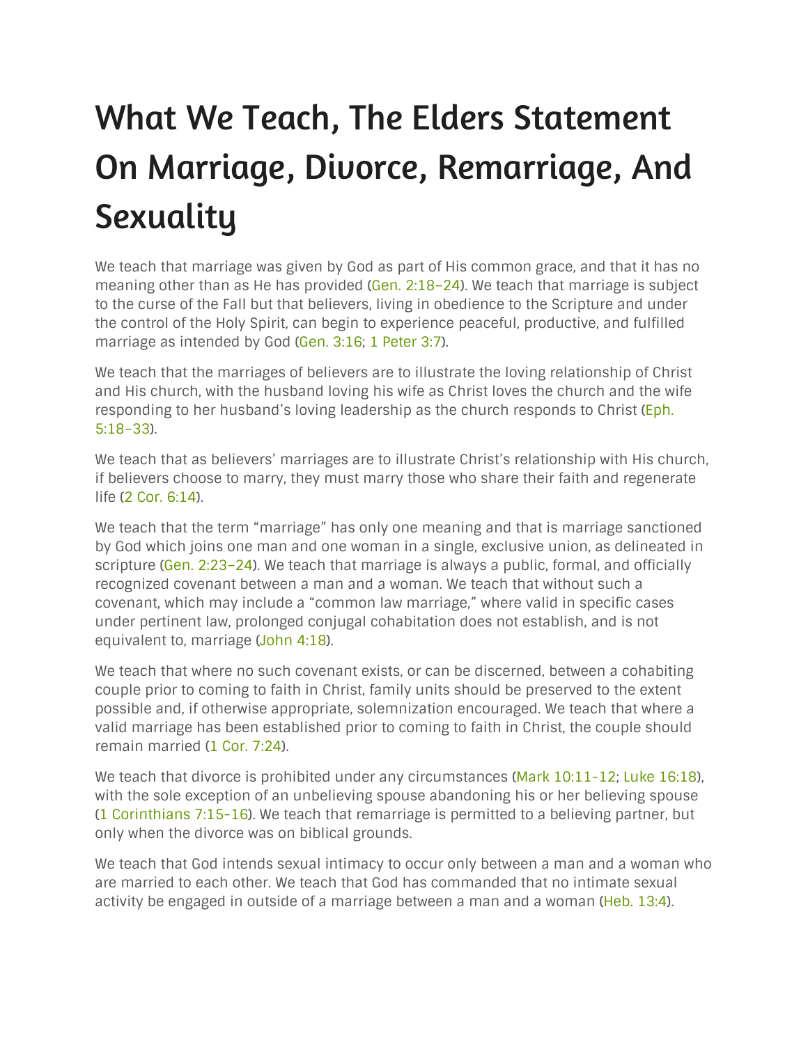# What We Teach, The Elders Statement On Marriage, Divorce, Remarriage, And Sexuality

We teach that marriage was given by God as part of His common grace, and that it has no meaning other than as He has provided (Gen. 2:18–24). We teach that marriage is subject to the curse of the Fall but that believers, living in obedience to the Scripture and under the control of the Holy Spirit, can begin to experience peaceful, productive, and fulfilled marriage as intended by God (Gen. 3:16; 1 Peter 3:7).

We teach that the marriages of believers are to illustrate the loving relationship of Christ and His church, with the husband loving his wife as Christ loves the church and the wife responding to her husband's loving leadership as the church responds to Christ (Eph. 5:18–33).

We teach that as believers' marriages are to illustrate Christ's relationship with His church, if believers choose to marry, they must marry those who share their faith and regenerate life (2 Cor. 6:14).

We teach that the term "marriage" has only one meaning and that is marriage sanctioned by God which joins one man and one woman in a single, exclusive union, as delineated in scripture (Gen. 2:23–24). We teach that marriage is always a public, formal, and officially recognized covenant between a man and a woman. We teach that without such a covenant, which may include a "common law marriage," where valid in specific cases under pertinent law, prolonged conjugal cohabitation does not establish, and is not equivalent to, marriage (John 4:18).

We teach that where no such covenant exists, or can be discerned, between a cohabiting couple prior to coming to faith in Christ, family units should be preserved to the extent possible and, if otherwise appropriate, solemnization encouraged. We teach that where a valid marriage has been established prior to coming to faith in Christ, the couple should remain married (1 Cor. 7:24).

We teach that divorce is prohibited under any circumstances (Mark 10:11-12; Luke 16:18), with the sole exception of an unbelieving spouse abandoning his or her believing spouse (1 Corinthians 7:15-16). We teach that remarriage is permitted to a believing partner, but only when the divorce was on biblical grounds.

We teach that God intends sexual intimacy to occur only between a man and a woman who are married to each other. We teach that God has commanded that no intimate sexual activity be engaged in outside of a marriage between a man and a woman (Heb. 13:4).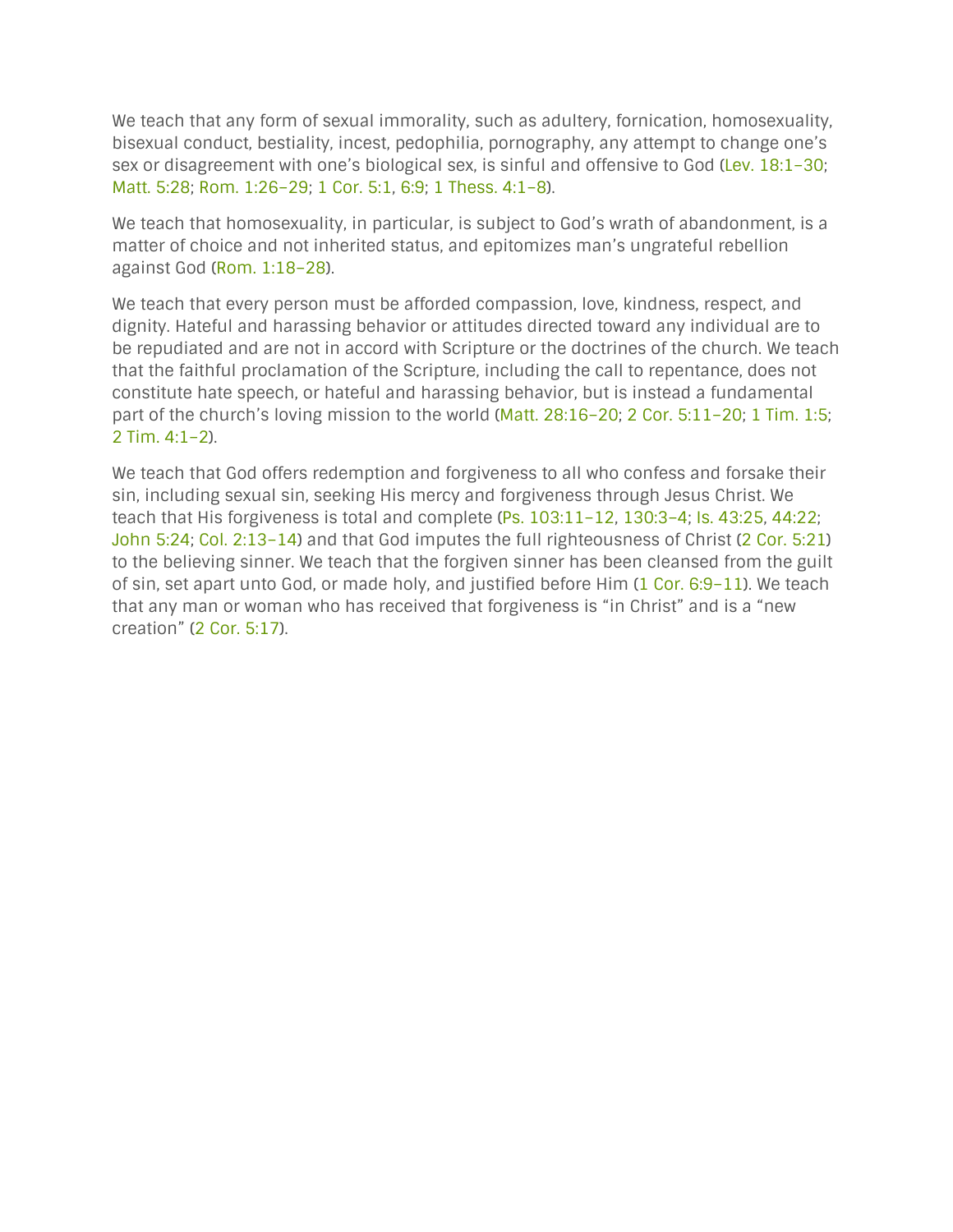We teach that any form of sexual immorality, such as adultery, fornication, homosexuality, bisexual conduct, bestiality, incest, pedophilia, pornography, any attempt to change one's sex or disagreement with one's biological sex, is sinful and offensive to God (Lev. 18:1–30; Matt. 5:28; Rom. 1:26–29; 1 Cor. 5:1, 6:9; 1 Thess. 4:1–8).

We teach that homosexuality, in particular, is subject to God's wrath of abandonment, is a matter of choice and not inherited status, and epitomizes man's ungrateful rebellion against God (Rom. 1:18–28).

We teach that every person must be afforded compassion, love, kindness, respect, and dignity. Hateful and harassing behavior or attitudes directed toward any individual are to be repudiated and are not in accord with Scripture or the doctrines of the church. We teach that the faithful proclamation of the Scripture, including the call to repentance, does not constitute hate speech, or hateful and harassing behavior, but is instead a fundamental part of the church's loving mission to the world (Matt. 28:16–20; 2 Cor. 5:11–20; 1 Tim. 1:5; 2 Tim. 4:1–2).

We teach that God offers redemption and forgiveness to all who confess and forsake their sin, including sexual sin, seeking His mercy and forgiveness through Jesus Christ. We teach that His forgiveness is total and complete (Ps. 103:11–12, 130:3–4; Is. 43:25, 44:22; John 5:24; Col. 2:13–14) and that God imputes the full righteousness of Christ (2 Cor. 5:21) to the believing sinner. We teach that the forgiven sinner has been cleansed from the guilt of sin, set apart unto God, or made holy, and justified before Him (1 Cor. 6:9–11). We teach that any man or woman who has received that forgiveness is "in Christ" and is a "new creation" (2 Cor. 5:17).